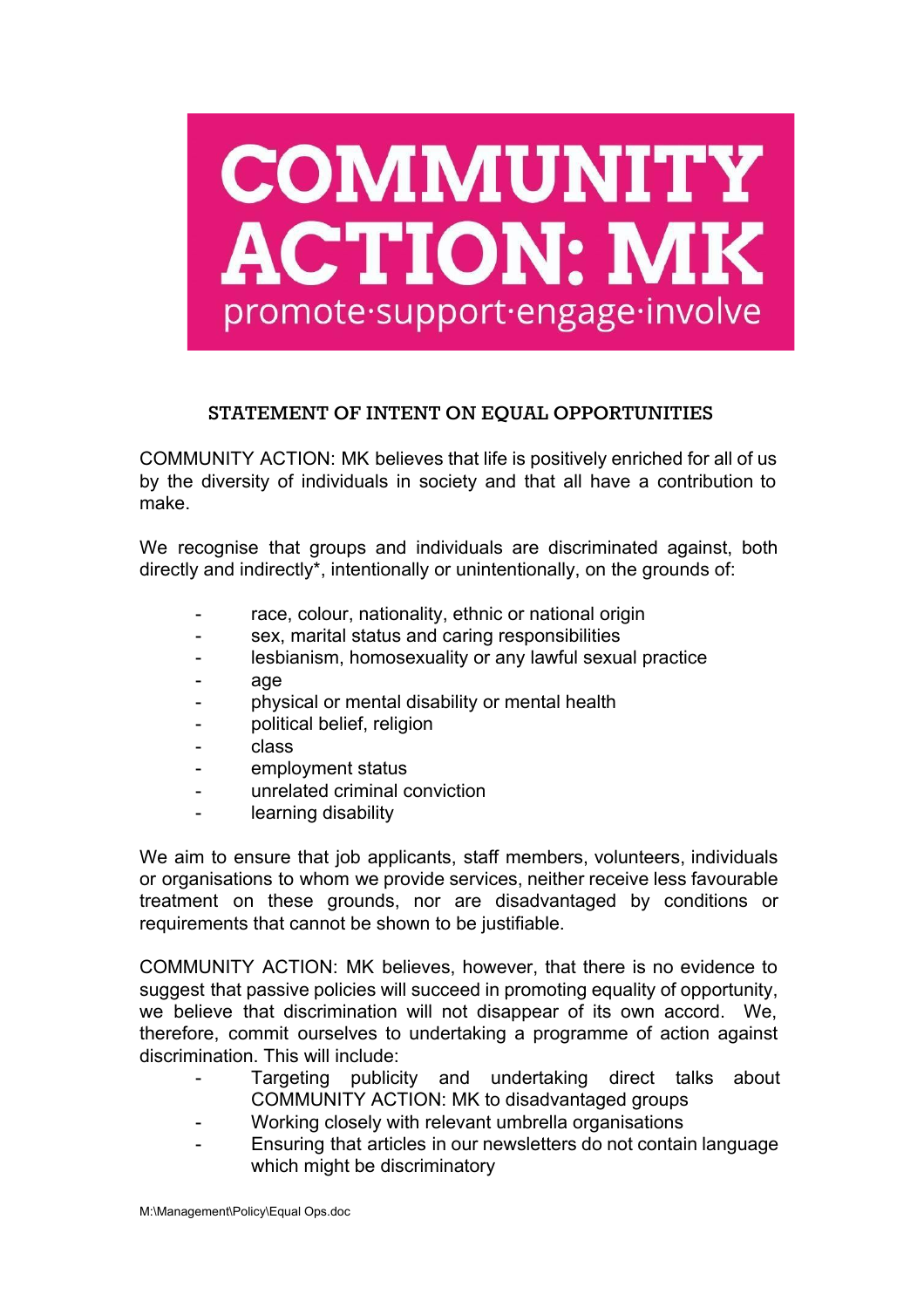# COMMUNITY ACTION: MK

promote·support·engage·involve

## STATEMENT OF INTENT ON EQUAL OPPORTUNITIES

COMMUNITY ACTION: MK believes that life is positively enriched for all of us by the diversity of individuals in society and that all have a contribution to make.

We recognise that groups and individuals are discriminated against, both directly and indirectly*, intentionally or unintentionally, on the grounds of:

- race, colour, nationality, ethnic or national origin
- sex, marital status and caring responsibilities
- lesbianism, homosexuality or any lawful sexual practice
- age
- physical or mental disability or mental health
- political belief, religion
- class
- employment status
- unrelated criminal conviction
- learning disability

We aim to ensure that job applicants, staff members, volunteers, individuals or organisations to whom we provide services, neither receive less favourable treatment on these grounds, nor are disadvantaged by conditions or requirements that cannot be shown to be justifiable.

COMMUNITY ACTION: MK believes, however, that there is no evidence to suggest that passive policies will succeed in promoting equality of opportunity, we believe that discrimination will not disappear of its own accord. We, therefore, commit ourselves to undertaking a programme of action against discrimination. This will include:

- Targeting publicity and undertaking direct talks about COMMUNITY ACTION: MK to disadvantaged groups
- Working closely with relevant umbrella organisations
- Ensuring that articles in our newsletters do not contain language which might be discriminatory

M:\Management\Policy\Equal Ops.doc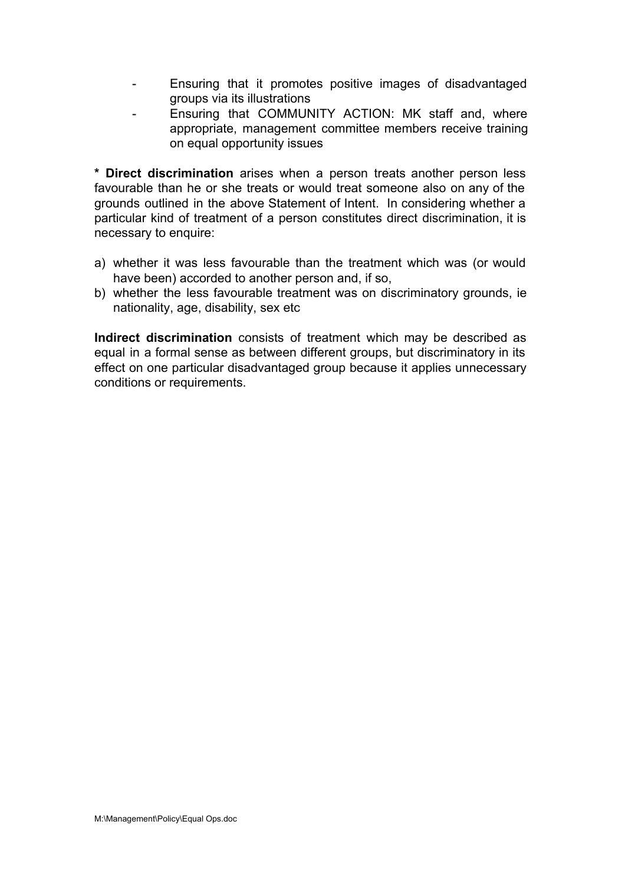- Ensuring that it promotes positive images of disadvantaged groups via its illustrations
- Ensuring that COMMUNITY ACTION: MK staff and, where appropriate, management committee members receive training on equal opportunity issues

**\* Direct discrimination** arises when a person treats another person less favourable than he or she treats or would treat someone also on any of the grounds outlined in the above Statement of Intent. In considering whether a particular kind of treatment of a person constitutes direct discrimination, it is necessary to enquire:

a) whether it was less favourable than the treatment which was (or would have been) accorded to another person and, if so,
b) whether the less favourable treatment was on discriminatory grounds, ie nationality, age, disability, sex etc

**Indirect discrimination** consists of treatment which may be described as equal in a formal sense as between different groups, but discriminatory in its effect on one particular disadvantaged group because it applies unnecessary conditions or requirements.